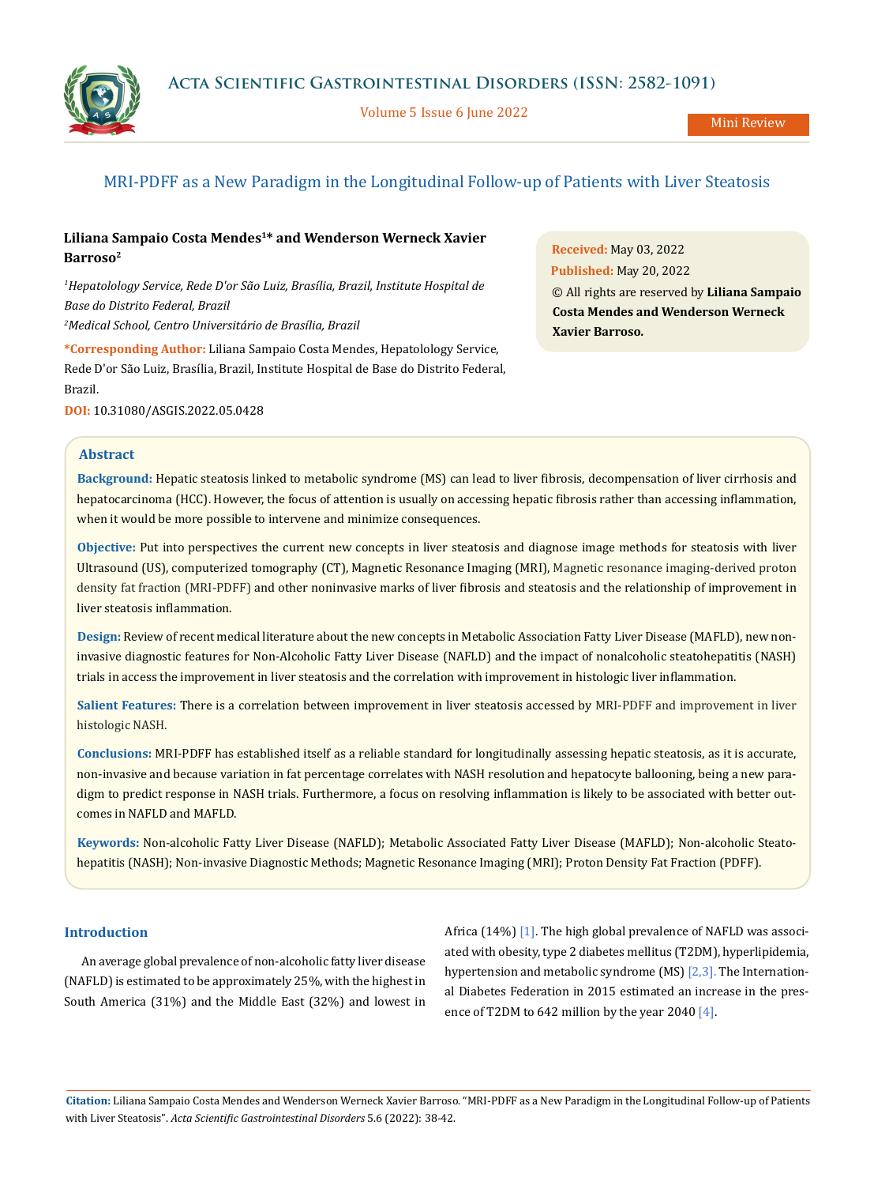# MRI-PDFF as a New Paradigm in the Longitudinal Follow-up of Patients with Liver Steatosis

**Liliana Sampaio Costa Mendes[1]* and Wenderson Werneck Xavier Barroso[2]**

*[1]Hepatolology Service, Rede D'or São Luiz, Brasília, Brazil, Institute Hospital de Base do Distrito Federal, Brazil*

*[2]Medical School, Centro Universitário de Brasília, Brazil*

**\*Corresponding Author:** Liliana Sampaio Costa Mendes, Hepatolology Service, Rede D'or São Luiz, Brasília, Brazil, Institute Hospital de Base do Distrito Federal, Brazil.

**DOI:** 10.31080/ASGIS.2022.05.0428

**Received:** May 03, 2022

**Published:** May 20, 2022

© All rights are reserved by **Liliana Sampaio Costa Mendes and Wenderson Werneck Xavier Barroso.**

## Abstract

**Background:** Hepatic steatosis linked to metabolic syndrome (MS) can lead to liver fibrosis, decompensation of liver cirrhosis and hepatocarcinoma (HCC). However, the focus of attention is usually on accessing hepatic fibrosis rather than accessing inflammation, when it would be more possible to intervene and minimize consequences.

**Objective:** Put into perspectives the current new concepts in liver steatosis and diagnose image methods for steatosis with liver Ultrasound (US), computerized tomography (CT), Magnetic Resonance Imaging (MRI), Magnetic resonance imaging-derived proton density fat fraction (MRI-PDFF) and other noninvasive marks of liver fibrosis and steatosis and the relationship of improvement in liver steatosis inflammation.

**Design:** Review of recent medical literature about the new concepts in Metabolic Association Fatty Liver Disease (MAFLD), new non-invasive diagnostic features for Non-Alcoholic Fatty Liver Disease (NAFLD) and the impact of nonalcoholic steatohepatitis (NASH) trials in access the improvement in liver steatosis and the correlation with improvement in histologic liver inflammation.

**Salient Features:** There is a correlation between improvement in liver steatosis accessed by MRI-PDFF and improvement in liver histologic NASH.

**Conclusions:** MRI-PDFF has established itself as a reliable standard for longitudinally assessing hepatic steatosis, as it is accurate, non-invasive and because variation in fat percentage correlates with NASH resolution and hepatocyte ballooning, being a new paradigm to predict response in NASH trials. Furthermore, a focus on resolving inflammation is likely to be associated with better outcomes in NAFLD and MAFLD.

**Keywords:** Non-alcoholic Fatty Liver Disease (NAFLD); Metabolic Associated Fatty Liver Disease (MAFLD); Non-alcoholic Steatohepatitis (NASH); Non-invasive Diagnostic Methods; Magnetic Resonance Imaging (MRI); Proton Density Fat Fraction (PDFF).

## Introduction

An average global prevalence of non-alcoholic fatty liver disease (NAFLD) is estimated to be approximately 25%, with the highest in South America (31%) and the Middle East (32%) and lowest in Africa (14%) [1]. The high global prevalence of NAFLD was associated with obesity, type 2 diabetes mellitus (T2DM), hyperlipidemia, hypertension and metabolic syndrome (MS) [2,3]. The International Diabetes Federation in 2015 estimated an increase in the presence of T2DM to 642 million by the year 2040 [4].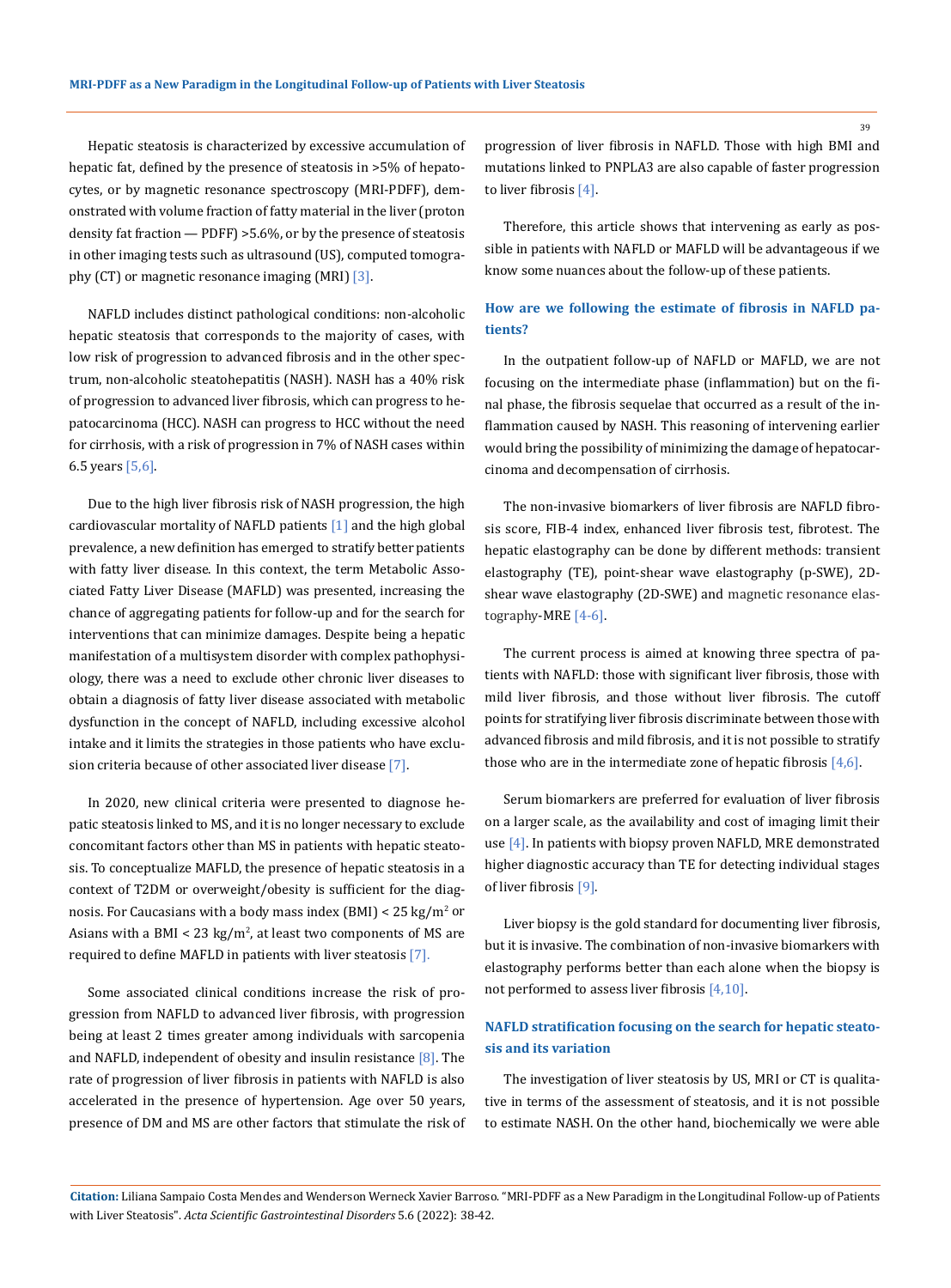Hepatic steatosis is characterized by excessive accumulation of hepatic fat, defined by the presence of steatosis in >5% of hepatocytes, or by magnetic resonance spectroscopy (MRI-PDFF), demonstrated with volume fraction of fatty material in the liver (proton density fat fraction — PDFF) >5.6%, or by the presence of steatosis in other imaging tests such as ultrasound (US), computed tomography (CT) or magnetic resonance imaging (MRI) [3].

NAFLD includes distinct pathological conditions: non-alcoholic hepatic steatosis that corresponds to the majority of cases, with low risk of progression to advanced fibrosis and in the other spectrum, non-alcoholic steatohepatitis (NASH). NASH has a 40% risk of progression to advanced liver fibrosis, which can progress to hepatocarcinoma (HCC). NASH can progress to HCC without the need for cirrhosis, with a risk of progression in 7% of NASH cases within 6.5 years [5,6].

Due to the high liver fibrosis risk of NASH progression, the high cardiovascular mortality of NAFLD patients [1] and the high global prevalence, a new definition has emerged to stratify better patients with fatty liver disease. In this context, the term Metabolic Associated Fatty Liver Disease (MAFLD) was presented, increasing the chance of aggregating patients for follow-up and for the search for interventions that can minimize damages. Despite being a hepatic manifestation of a multisystem disorder with complex pathophysiology, there was a need to exclude other chronic liver diseases to obtain a diagnosis of fatty liver disease associated with metabolic dysfunction in the concept of NAFLD, including excessive alcohol intake and it limits the strategies in those patients who have exclusion criteria because of other associated liver disease [7].

In 2020, new clinical criteria were presented to diagnose hepatic steatosis linked to MS, and it is no longer necessary to exclude concomitant factors other than MS in patients with hepatic steatosis. To conceptualize MAFLD, the presence of hepatic steatosis in a context of T2DM or overweight/obesity is sufficient for the diagnosis. For Caucasians with a body mass index (BMI) < 25 kg/m$^2$ or Asians with a BMI < 23 kg/m$^2$, at least two components of MS are required to define MAFLD in patients with liver steatosis [7].

Some associated clinical conditions increase the risk of progression from NAFLD to advanced liver fibrosis, with progression being at least 2 times greater among individuals with sarcopenia and NAFLD, independent of obesity and insulin resistance [8]. The rate of progression of liver fibrosis in patients with NAFLD is also accelerated in the presence of hypertension. Age over 50 years, presence of DM and MS are other factors that stimulate the risk of progression of liver fibrosis in NAFLD. Those with high BMI and mutations linked to PNPLA3 are also capable of faster progression to liver fibrosis [4].

Therefore, this article shows that intervening as early as possible in patients with NAFLD or MAFLD will be advantageous if we know some nuances about the follow-up of these patients.

## How are we following the estimate of fibrosis in NAFLD patients?

In the outpatient follow-up of NAFLD or MAFLD, we are not focusing on the intermediate phase (inflammation) but on the final phase, the fibrosis sequelae that occurred as a result of the inflammation caused by NASH. This reasoning of intervening earlier would bring the possibility of minimizing the damage of hepatocarcinoma and decompensation of cirrhosis.

The non-invasive biomarkers of liver fibrosis are NAFLD fibrosis score, FIB-4 index, enhanced liver fibrosis test, fibrotest. The hepatic elastography can be done by different methods: transient elastography (TE), point-shear wave elastography (p-SWE), 2D-shear wave elastography (2D-SWE) and magnetic resonance elastography-MRE [4-6].

The current process is aimed at knowing three spectra of patients with NAFLD: those with significant liver fibrosis, those with mild liver fibrosis, and those without liver fibrosis. The cutoff points for stratifying liver fibrosis discriminate between those with advanced fibrosis and mild fibrosis, and it is not possible to stratify those who are in the intermediate zone of hepatic fibrosis [4,6].

Serum biomarkers are preferred for evaluation of liver fibrosis on a larger scale, as the availability and cost of imaging limit their use [4]. In patients with biopsy proven NAFLD, MRE demonstrated higher diagnostic accuracy than TE for detecting individual stages of liver fibrosis [9].

Liver biopsy is the gold standard for documenting liver fibrosis, but it is invasive. The combination of non-invasive biomarkers with elastography performs better than each alone when the biopsy is not performed to assess liver fibrosis [4,10].

## NAFLD stratification focusing on the search for hepatic steatosis and its variation

The investigation of liver steatosis by US, MRI or CT is qualitative in terms of the assessment of steatosis, and it is not possible to estimate NASH. On the other hand, biochemically we were able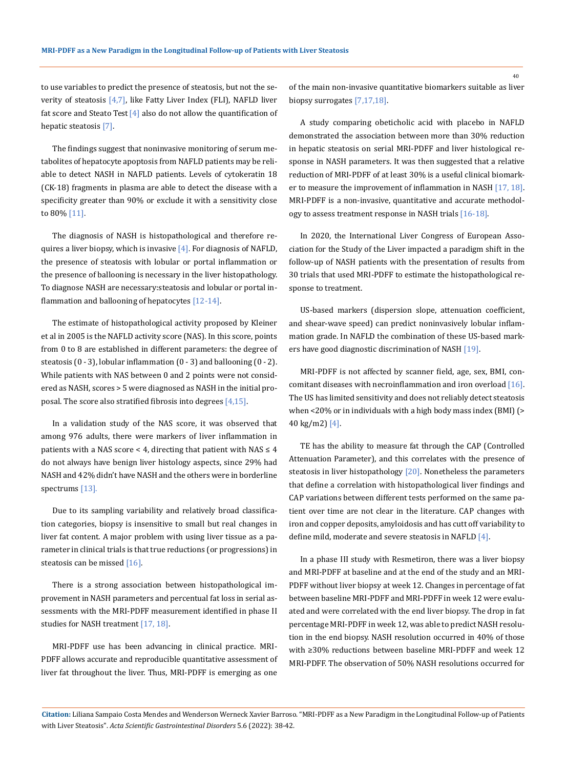to use variables to predict the presence of steatosis, but not the severity of steatosis [4,7], like Fatty Liver Index (FLI), NAFLD liver fat score and Steato Test [4] also do not allow the quantification of hepatic steatosis [7].

The findings suggest that noninvasive monitoring of serum metabolites of hepatocyte apoptosis from NAFLD patients may be reliable to detect NASH in NAFLD patients. Levels of cytokeratin 18 (CK-18) fragments in plasma are able to detect the disease with a specificity greater than 90% or exclude it with a sensitivity close to 80% [11].

The diagnosis of NASH is histopathological and therefore requires a liver biopsy, which is invasive [4]. For diagnosis of NAFLD, the presence of steatosis with lobular or portal inflammation or the presence of ballooning is necessary in the liver histopathology. To diagnose NASH are necessary:steatosis and lobular or portal inflammation and ballooning of hepatocytes [12-14].

The estimate of histopathological activity proposed by Kleiner et al in 2005 is the NAFLD activity score (NAS). In this score, points from 0 to 8 are established in different parameters: the degree of steatosis (0 - 3), lobular inflammation (0 - 3) and ballooning (0 - 2). While patients with NAS between 0 and 2 points were not considered as NASH, scores > 5 were diagnosed as NASH in the initial proposal. The score also stratified fibrosis into degrees [4,15].

In a validation study of the NAS score, it was observed that among 976 adults, there were markers of liver inflammation in patients with a NAS score < 4, directing that patient with NAS ≤ 4 do not always have benign liver histology aspects, since 29% had NASH and 42% didn't have NASH and the others were in borderline spectrums [13].

Due to its sampling variability and relatively broad classification categories, biopsy is insensitive to small but real changes in liver fat content. A major problem with using liver tissue as a parameter in clinical trials is that true reductions (or progressions) in steatosis can be missed [16].

There is a strong association between histopathological improvement in NASH parameters and percentual fat loss in serial assessments with the MRI-PDFF measurement identified in phase II studies for NASH treatment [17, 18].

MRI-PDFF use has been advancing in clinical practice. MRI-PDFF allows accurate and reproducible quantitative assessment of liver fat throughout the liver. Thus, MRI-PDFF is emerging as one of the main non-invasive quantitative biomarkers suitable as liver biopsy surrogates [7,17,18].

A study comparing obeticholic acid with placebo in NAFLD demonstrated the association between more than 30% reduction in hepatic steatosis on serial MRI-PDFF and liver histological response in NASH parameters. It was then suggested that a relative reduction of MRI-PDFF of at least 30% is a useful clinical biomarker to measure the improvement of inflammation in NASH [17, 18]. MRI-PDFF is a non-invasive, quantitative and accurate methodology to assess treatment response in NASH trials [16-18].

In 2020, the International Liver Congress of European Association for the Study of the Liver impacted a paradigm shift in the follow-up of NASH patients with the presentation of results from 30 trials that used MRI-PDFF to estimate the histopathological response to treatment.

US-based markers (dispersion slope, attenuation coefficient, and shear-wave speed) can predict noninvasively lobular inflammation grade. In NAFLD the combination of these US-based markers have good diagnostic discrimination of NASH [19].

MRI-PDFF is not affected by scanner field, age, sex, BMI, concomitant diseases with necroinflammation and iron overload [16]. The US has limited sensitivity and does not reliably detect steatosis when <20% or in individuals with a high body mass index (BMI) (> 40 kg/m2) [4].

TE has the ability to measure fat through the CAP (Controlled Attenuation Parameter), and this correlates with the presence of steatosis in liver histopathology [20]. Nonetheless the parameters that define a correlation with histopathological liver findings and CAP variations between different tests performed on the same patient over time are not clear in the literature. CAP changes with iron and copper deposits, amyloidosis and has cutt off variability to define mild, moderate and severe steatosis in NAFLD [4].

In a phase III study with Resmetiron, there was a liver biopsy and MRI-PDFF at baseline and at the end of the study and an MRI-PDFF without liver biopsy at week 12. Changes in percentage of fat between baseline MRI-PDFF and MRI-PDFF in week 12 were evaluated and were correlated with the end liver biopsy. The drop in fat percentage MRI-PDFF in week 12, was able to predict NASH resolution in the end biopsy. NASH resolution occurred in 40% of those with ≥30% reductions between baseline MRI-PDFF and week 12 MRI-PDFF. The observation of 50% NASH resolutions occurred for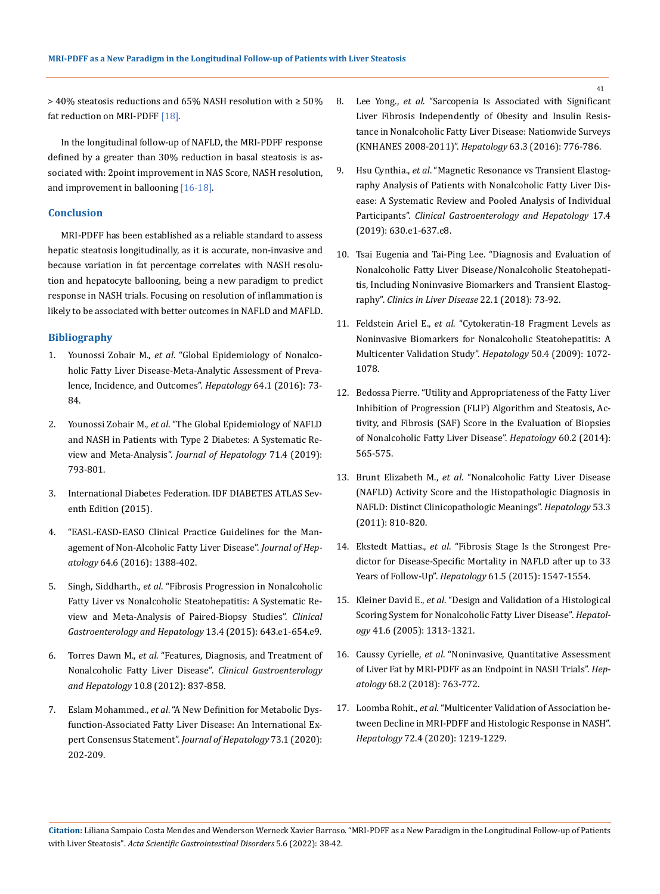> 40% steatosis reductions and 65% NASH resolution with ≥ 50% fat reduction on MRI-PDFF [18].

In the longitudinal follow-up of NAFLD, the MRI-PDFF response defined by a greater than 30% reduction in basal steatosis is associated with: 2point improvement in NAS Score, NASH resolution, and improvement in ballooning [16-18].

## Conclusion

MRI-PDFF has been established as a reliable standard to assess hepatic steatosis longitudinally, as it is accurate, non-invasive and because variation in fat percentage correlates with NASH resolution and hepatocyte ballooning, being a new paradigm to predict response in NASH trials. Focusing on resolution of inflammation is likely to be associated with better outcomes in NAFLD and MAFLD.

## Bibliography

1. Younossi Zobair M., *et al*. "Global Epidemiology of Nonalcoholic Fatty Liver Disease-Meta-Analytic Assessment of Prevalence, Incidence, and Outcomes". *Hepatology* 64.1 (2016): 73-84.
2. Younossi Zobair M., *et al*. "The Global Epidemiology of NAFLD and NASH in Patients with Type 2 Diabetes: A Systematic Review and Meta-Analysis". *Journal of Hepatology* 71.4 (2019): 793-801.
3. International Diabetes Federation. IDF DIABETES ATLAS Seventh Edition (2015).
4. "EASL-EASD-EASO Clinical Practice Guidelines for the Management of Non-Alcoholic Fatty Liver Disease". *Journal of Hepatology* 64.6 (2016): 1388-402.
5. Singh, Siddharth., *et al*. "Fibrosis Progression in Nonalcoholic Fatty Liver vs Nonalcoholic Steatohepatitis: A Systematic Review and Meta-Analysis of Paired-Biopsy Studies". *Clinical Gastroenterology and Hepatology* 13.4 (2015): 643.e1-654.e9.
6. Torres Dawn M., *et al*. "Features, Diagnosis, and Treatment of Nonalcoholic Fatty Liver Disease". *Clinical Gastroenterology and Hepatology* 10.8 (2012): 837-858.
7. Eslam Mohammed., *et al*. "A New Definition for Metabolic Dysfunction-Associated Fatty Liver Disease: An International Expert Consensus Statement". *Journal of Hepatology* 73.1 (2020): 202-209.
8. Lee Yong., *et al*. "Sarcopenia Is Associated with Significant Liver Fibrosis Independently of Obesity and Insulin Resistance in Nonalcoholic Fatty Liver Disease: Nationwide Surveys (KNHANES 2008-2011)". *Hepatology* 63.3 (2016): 776-786.
9. Hsu Cynthia., *et al*. "Magnetic Resonance vs Transient Elastography Analysis of Patients with Nonalcoholic Fatty Liver Disease: A Systematic Review and Pooled Analysis of Individual Participants". *Clinical Gastroenterology and Hepatology* 17.4 (2019): 630.e1-637.e8.
10. Tsai Eugenia and Tai-Ping Lee. "Diagnosis and Evaluation of Nonalcoholic Fatty Liver Disease/Nonalcoholic Steatohepatitis, Including Noninvasive Biomarkers and Transient Elastography". *Clinics in Liver Disease* 22.1 (2018): 73-92.
11. Feldstein Ariel E., *et al*. "Cytokeratin-18 Fragment Levels as Noninvasive Biomarkers for Nonalcoholic Steatohepatitis: A Multicenter Validation Study". *Hepatology* 50.4 (2009): 1072-1078.
12. Bedossa Pierre. "Utility and Appropriateness of the Fatty Liver Inhibition of Progression (FLIP) Algorithm and Steatosis, Activity, and Fibrosis (SAF) Score in the Evaluation of Biopsies of Nonalcoholic Fatty Liver Disease". *Hepatology* 60.2 (2014): 565-575.
13. Brunt Elizabeth M., *et al*. "Nonalcoholic Fatty Liver Disease (NAFLD) Activity Score and the Histopathologic Diagnosis in NAFLD: Distinct Clinicopathologic Meanings". *Hepatology* 53.3 (2011): 810-820.
14. Ekstedt Mattias., *et al*. "Fibrosis Stage Is the Strongest Predictor for Disease-Specific Mortality in NAFLD after up to 33 Years of Follow-Up". *Hepatology* 61.5 (2015): 1547-1554.
15. Kleiner David E., *et al*. "Design and Validation of a Histological Scoring System for Nonalcoholic Fatty Liver Disease". *Hepatology* 41.6 (2005): 1313-1321.
16. Caussy Cyrielle, *et al*. "Noninvasive, Quantitative Assessment of Liver Fat by MRI-PDFF as an Endpoint in NASH Trials". *Hepatology* 68.2 (2018): 763-772.
17. Loomba Rohit., *et al*. "Multicenter Validation of Association between Decline in MRI-PDFF and Histologic Response in NASH". *Hepatology* 72.4 (2020): 1219-1229.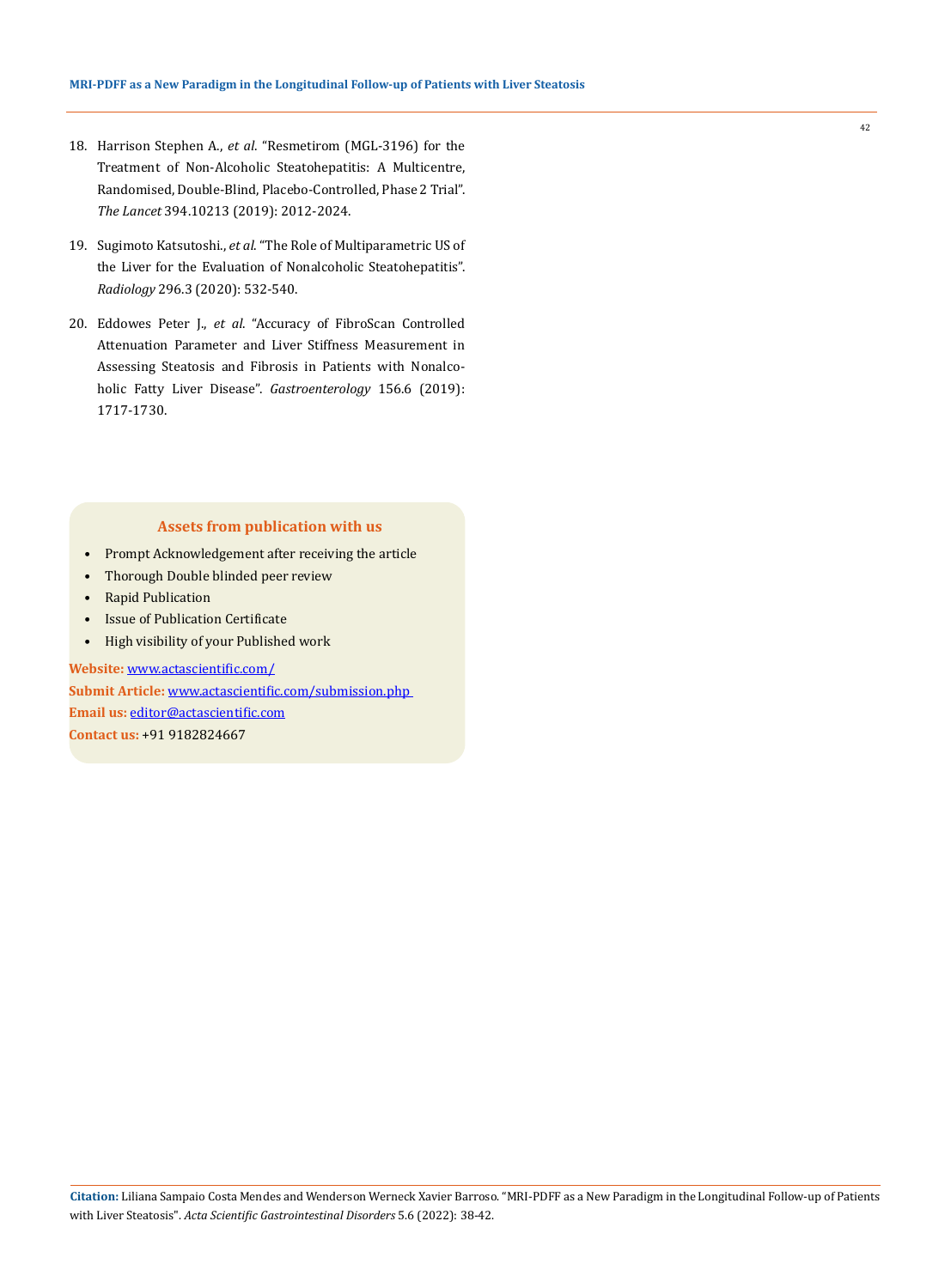18. Harrison Stephen A., *et al*. "Resmetirom (MGL-3196) for the Treatment of Non-Alcoholic Steatohepatitis: A Multicentre, Randomised, Double-Blind, Placebo-Controlled, Phase 2 Trial". *The Lancet* 394.10213 (2019): 2012-2024.

19. Sugimoto Katsutoshi., *et al*. "The Role of Multiparametric US of the Liver for the Evaluation of Nonalcoholic Steatohepatitis". *Radiology* 296.3 (2020): 532-540.

20. Eddowes Peter J., *et al*. "Accuracy of FibroScan Controlled Attenuation Parameter and Liver Stiffness Measurement in Assessing Steatosis and Fibrosis in Patients with Nonalcoholic Fatty Liver Disease". *Gastroenterology* 156.6 (2019): 1717-1730.

**Assets from publication with us**

- Prompt Acknowledgement after receiving the article
- Thorough Double blinded peer review
- Rapid Publication
- Issue of Publication Certificate
- High visibility of your Published work

**Website:** www.actascientific.com/
**Submit Article:** www.actascientific.com/submission.php
**Email us:** editor@actascientific.com
**Contact us:** +91 9182824667